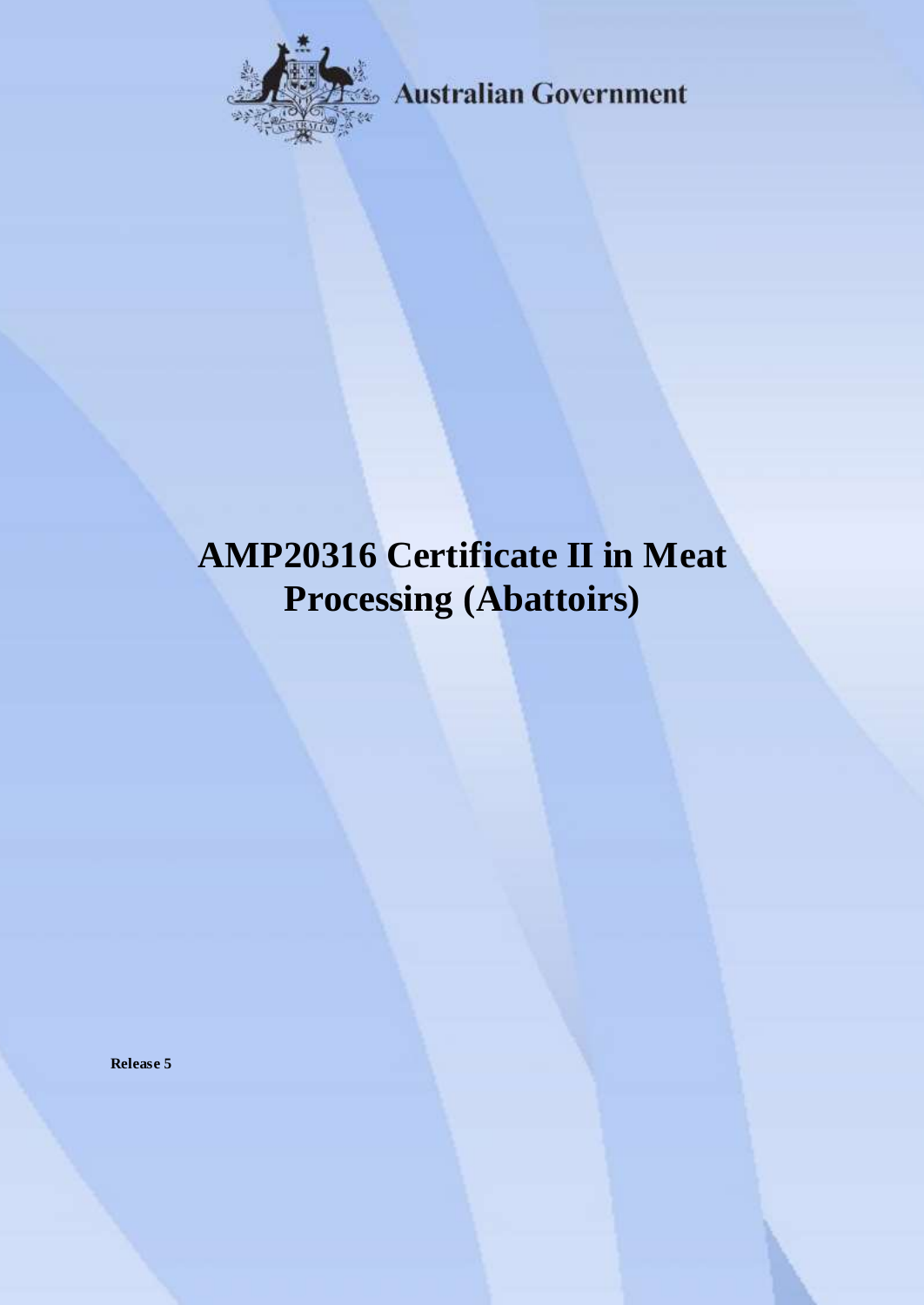Australian Government

# AMP20316 Certificate II in Meat Processing (Abattoirs)

**Release 5**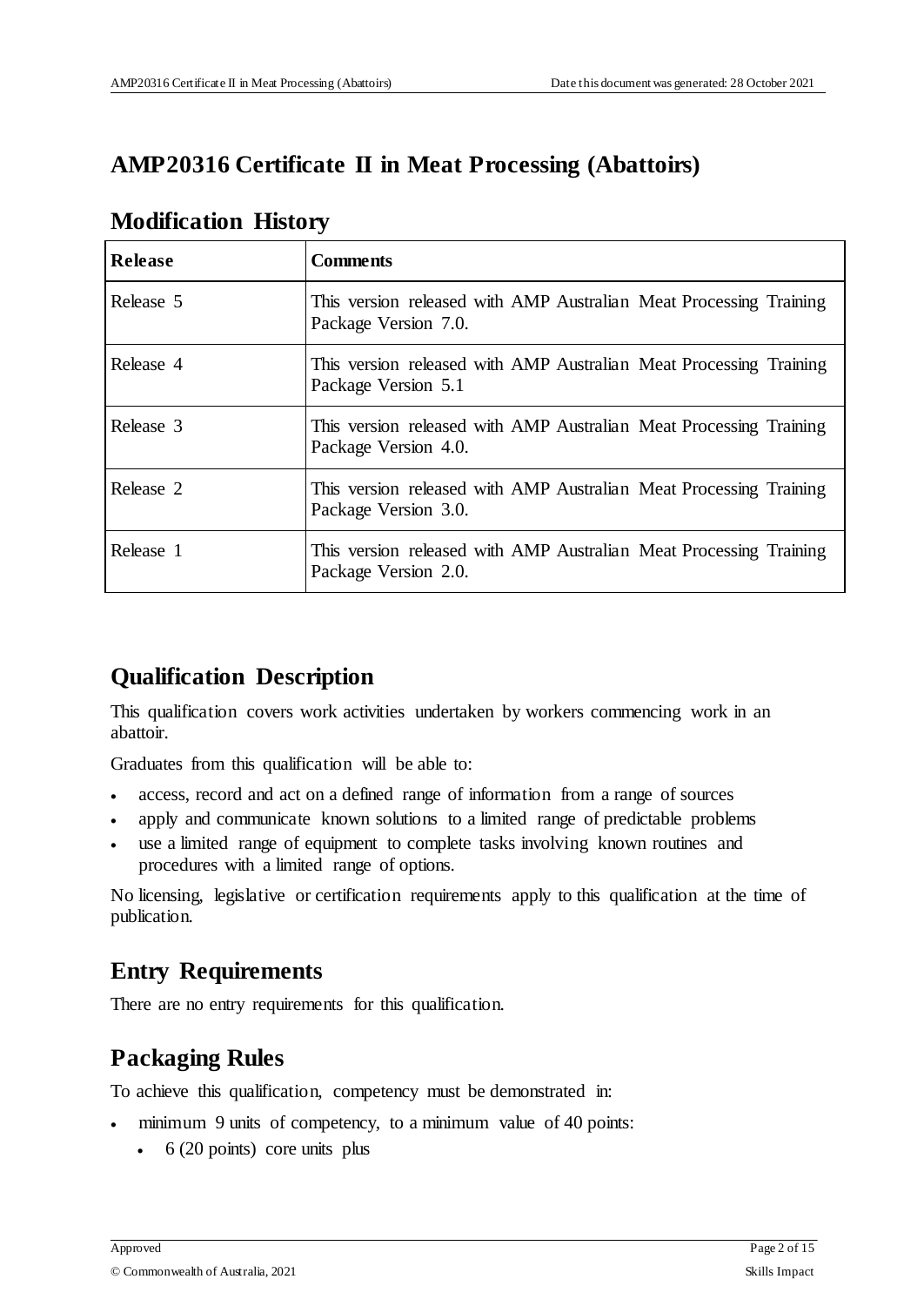# AMP20316 Certificate II in Meat Processing (Abattoirs)

## Modification History

| Release | Comments |
|---|---|
| Release 5 | This version released with AMP Australian Meat Processing Training Package Version 7.0. |
| Release 4 | This version released with AMP Australian Meat Processing Training Package Version 5.1 |
| Release 3 | This version released with AMP Australian Meat Processing Training Package Version 4.0. |
| Release 2 | This version released with AMP Australian Meat Processing Training Package Version 3.0. |
| Release 1 | This version released with AMP Australian Meat Processing Training Package Version 2.0. |

## Qualification Description

This qualification covers work activities undertaken by workers commencing work in an abattoir.

Graduates from this qualification will be able to:

- access, record and act on a defined range of information from a range of sources
- apply and communicate known solutions to a limited range of predictable problems
- use a limited range of equipment to complete tasks involving known routines and procedures with a limited range of options.

No licensing, legislative or certification requirements apply to this qualification at the time of publication.

## Entry Requirements

There are no entry requirements for this qualification.

## Packaging Rules

To achieve this qualification, competency must be demonstrated in:

- minimum 9 units of competency, to a minimum value of 40 points:
  - 6 (20 points) core units plus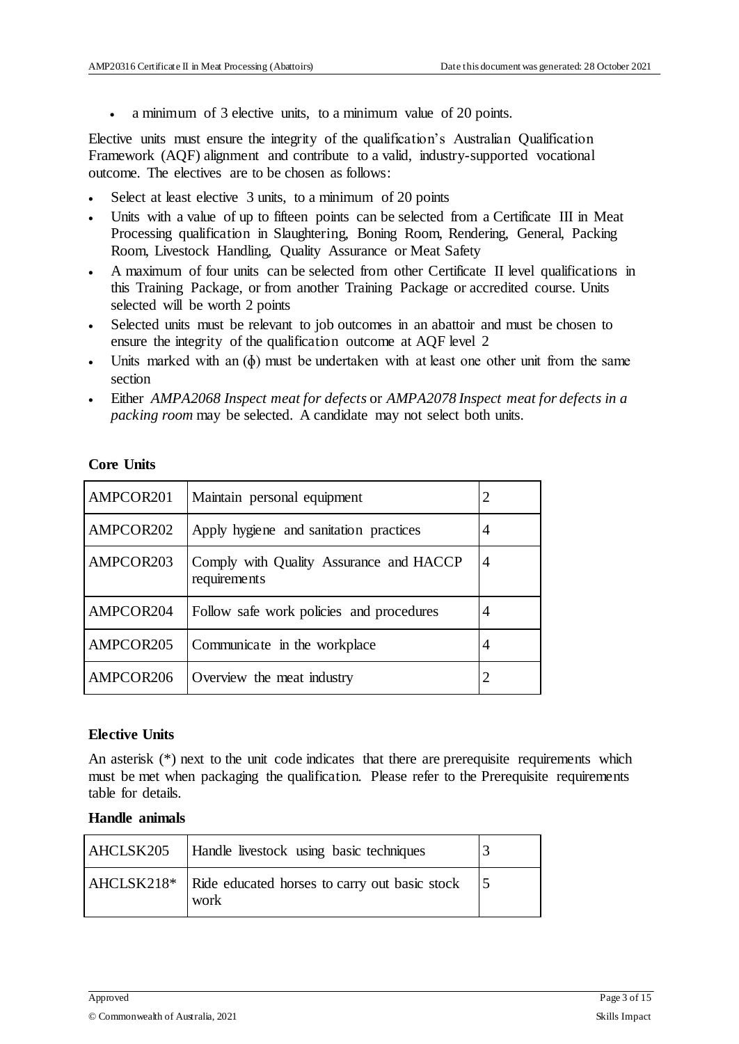- a minimum of 3 elective units, to a minimum value of 20 points.

Elective units must ensure the integrity of the qualification's Australian Qualification Framework (AQF) alignment and contribute to a valid, industry-supported vocational outcome. The electives are to be chosen as follows:

- Select at least elective 3 units, to a minimum of 20 points
- Units with a value of up to fifteen points can be selected from a Certificate III in Meat Processing qualification in Slaughtering, Boning Room, Rendering, General, Packing Room, Livestock Handling, Quality Assurance or Meat Safety
- A maximum of four units can be selected from other Certificate II level qualifications in this Training Package, or from another Training Package or accredited course. Units selected will be worth 2 points
- Selected units must be relevant to job outcomes in an abattoir and must be chosen to ensure the integrity of the qualification outcome at AQF level 2
- Units marked with an (ϕ) must be undertaken with at least one other unit from the same section
- Either *AMPA2068 Inspect meat for defects* or *AMPA2078 Inspect meat for defects in a packing room* may be selected. A candidate may not select both units.

**Core Units**

| | | |
|---|---|---|
| AMPCOR201 | Maintain personal equipment | 2 |
| AMPCOR202 | Apply hygiene and sanitation practices | 4 |
| AMPCOR203 | Comply with Quality Assurance and HACCP requirements | 4 |
| AMPCOR204 | Follow safe work policies and procedures | 4 |
| AMPCOR205 | Communicate in the workplace | 4 |
| AMPCOR206 | Overview the meat industry | 2 |

**Elective Units**

An asterisk (*) next to the unit code indicates that there are prerequisite requirements which must be met when packaging the qualification. Please refer to the Prerequisite requirements table for details.

**Handle animals**

| | | |
|---|---|---|
| AHCLSK205 | Handle livestock using basic techniques | 3 |
| AHCLSK218* | Ride educated horses to carry out basic stock work | 5 |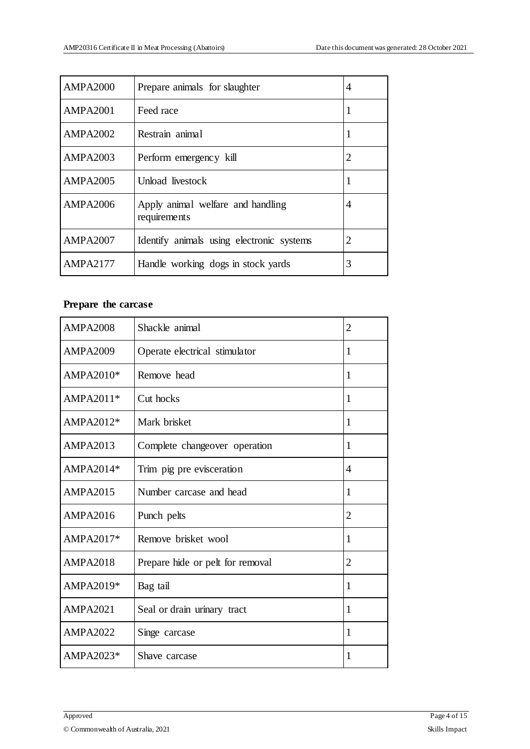| | | |
|---|---|---|
| AMPA2000 | Prepare animals for slaughter | 4 |
| AMPA2001 | Feed race | 1 |
| AMPA2002 | Restrain animal | 1 |
| AMPA2003 | Perform emergency kill | 2 |
| AMPA2005 | Unload livestock | 1 |
| AMPA2006 | Apply animal welfare and handling requirements | 4 |
| AMPA2007 | Identify animals using electronic systems | 2 |
| AMPA2177 | Handle working dogs in stock yards | 3 |

**Prepare the carcase**

| | | |
|---|---|---|
| AMPA2008 | Shackle animal | 2 |
| AMPA2009 | Operate electrical stimulator | 1 |
| AMPA2010* | Remove head | 1 |
| AMPA2011* | Cut hocks | 1 |
| AMPA2012* | Mark brisket | 1 |
| AMPA2013 | Complete changeover operation | 1 |
| AMPA2014* | Trim pig pre evisceration | 4 |
| AMPA2015 | Number carcase and head | 1 |
| AMPA2016 | Punch pelts | 2 |
| AMPA2017* | Remove brisket wool | 1 |
| AMPA2018 | Prepare hide or pelt for removal | 2 |
| AMPA2019* | Bag tail | 1 |
| AMPA2021 | Seal or drain urinary tract | 1 |
| AMPA2022 | Singe carcase | 1 |
| AMPA2023* | Shave carcase | 1 |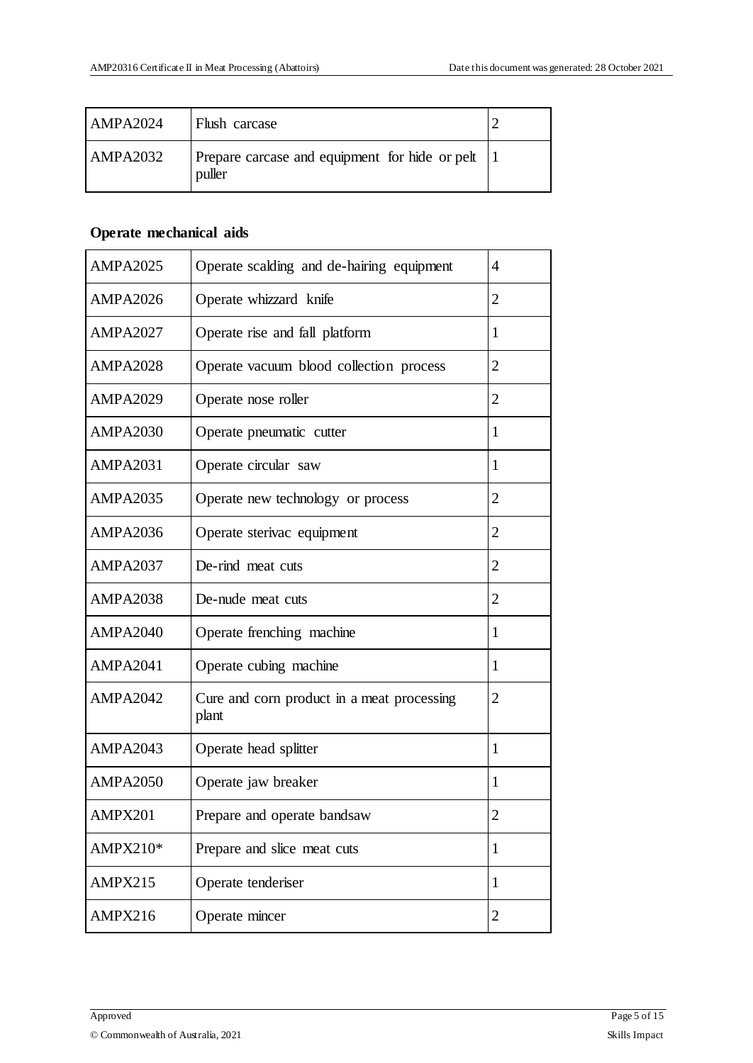| | | |
|---|---|---|
| AMPA2024 | Flush carcase | 2 |
| AMPA2032 | Prepare carcase and equipment for hide or pelt puller | 1 |

**Operate mechanical aids**

| | | |
|---|---|---|
| AMPA2025 | Operate scalding and de-hairing equipment | 4 |
| AMPA2026 | Operate whizzard knife | 2 |
| AMPA2027 | Operate rise and fall platform | 1 |
| AMPA2028 | Operate vacuum blood collection process | 2 |
| AMPA2029 | Operate nose roller | 2 |
| AMPA2030 | Operate pneumatic cutter | 1 |
| AMPA2031 | Operate circular saw | 1 |
| AMPA2035 | Operate new technology or process | 2 |
| AMPA2036 | Operate sterivac equipment | 2 |
| AMPA2037 | De-rind meat cuts | 2 |
| AMPA2038 | De-nude meat cuts | 2 |
| AMPA2040 | Operate frenching machine | 1 |
| AMPA2041 | Operate cubing machine | 1 |
| AMPA2042 | Cure and corn product in a meat processing plant | 2 |
| AMPA2043 | Operate head splitter | 1 |
| AMPA2050 | Operate jaw breaker | 1 |
| AMPX201 | Prepare and operate bandsaw | 2 |
| AMPX210* | Prepare and slice meat cuts | 1 |
| AMPX215 | Operate tenderiser | 1 |
| AMPX216 | Operate mincer | 2 |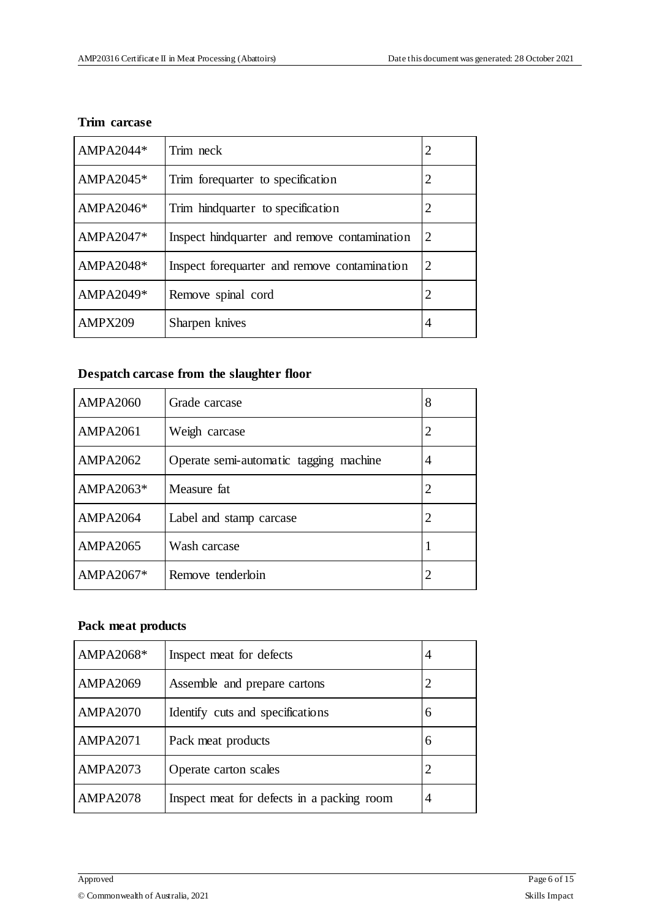**Trim carcase**

| | | |
|---|---|---|
| AMPA2044* | Trim neck | 2 |
| AMPA2045* | Trim forequarter to specification | 2 |
| AMPA2046* | Trim hindquarter to specification | 2 |
| AMPA2047* | Inspect hindquarter and remove contamination | 2 |
| AMPA2048* | Inspect forequarter and remove contamination | 2 |
| AMPA2049* | Remove spinal cord | 2 |
| AMPX209 | Sharpen knives | 4 |

**Despatch carcase from the slaughter floor**

| | | |
|---|---|---|
| AMPA2060 | Grade carcase | 8 |
| AMPA2061 | Weigh carcase | 2 |
| AMPA2062 | Operate semi-automatic tagging machine | 4 |
| AMPA2063* | Measure fat | 2 |
| AMPA2064 | Label and stamp carcase | 2 |
| AMPA2065 | Wash carcase | 1 |
| AMPA2067* | Remove tenderloin | 2 |

**Pack meat products**

| | | |
|---|---|---|
| AMPA2068* | Inspect meat for defects | 4 |
| AMPA2069 | Assemble and prepare cartons | 2 |
| AMPA2070 | Identify cuts and specifications | 6 |
| AMPA2071 | Pack meat products | 6 |
| AMPA2073 | Operate carton scales | 2 |
| AMPA2078 | Inspect meat for defects in a packing room | 4 |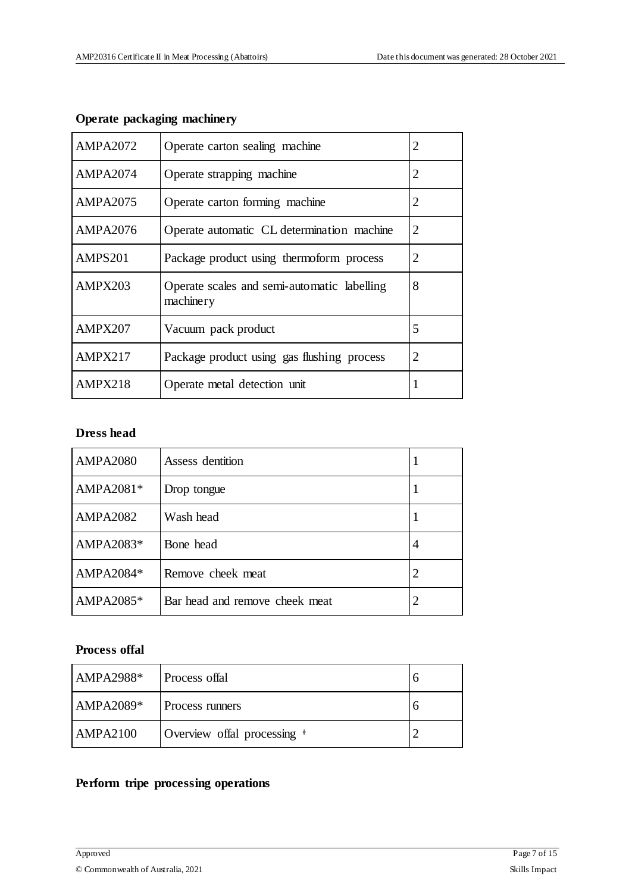**Operate packaging machinery**

| | | |
|---|---|---|
| AMPA2072 | Operate carton sealing machine | 2 |
| AMPA2074 | Operate strapping machine | 2 |
| AMPA2075 | Operate carton forming machine | 2 |
| AMPA2076 | Operate automatic CL determination machine | 2 |
| AMPS201 | Package product using thermoform process | 2 |
| AMPX203 | Operate scales and semi-automatic labelling machinery | 8 |
| AMPX207 | Vacuum pack product | 5 |
| AMPX217 | Package product using gas flushing process | 2 |
| AMPX218 | Operate metal detection unit | 1 |

**Dress head**

| | | |
|---|---|---|
| AMPA2080 | Assess dentition | 1 |
| AMPA2081* | Drop tongue | 1 |
| AMPA2082 | Wash head | 1 |
| AMPA2083* | Bone head | 4 |
| AMPA2084* | Remove cheek meat | 2 |
| AMPA2085* | Bar head and remove cheek meat | 2 |

**Process offal**

| | | |
|---|---|---|
| AMPA2988* | Process offal | 6 |
| AMPA2089* | Process runners | 6 |
| AMPA2100 | Overview offal processing ◊ | 2 |

**Perform tripe processing operations**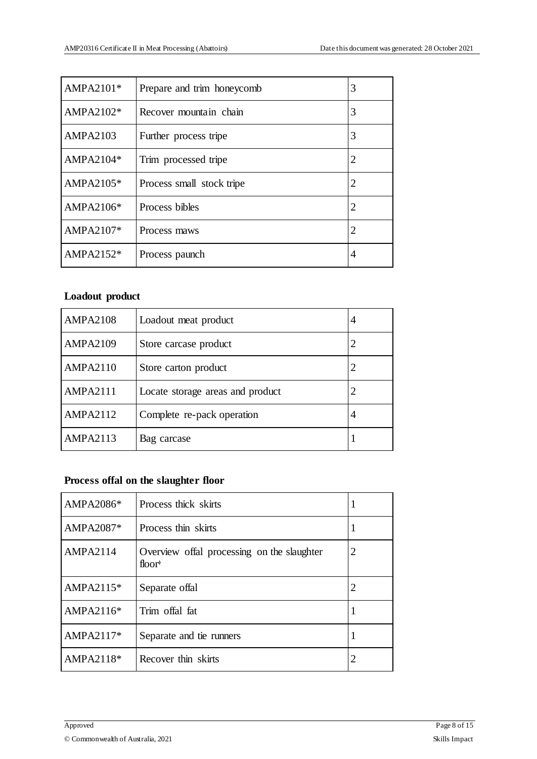| AMPA2101* | Prepare and trim honeycomb | 3 |
|---|---|---|
| AMPA2102* | Recover mountain chain | 3 |
| AMPA2103 | Further process tripe | 3 |
| AMPA2104* | Trim processed tripe | 2 |
| AMPA2105* | Process small stock tripe | 2 |
| AMPA2106* | Process bibles | 2 |
| AMPA2107* | Process maws | 2 |
| AMPA2152* | Process paunch | 4 |

**Loadout product**

| AMPA2108 | Loadout meat product | 4 |
|---|---|---|
| AMPA2109 | Store carcase product | 2 |
| AMPA2110 | Store carton product | 2 |
| AMPA2111 | Locate storage areas and product | 2 |
| AMPA2112 | Complete re-pack operation | 4 |
| AMPA2113 | Bag carcase | 1 |

**Process offal on the slaughter floor**

| AMPA2086* | Process thick skirts | 1 |
|---|---|---|
| AMPA2087* | Process thin skirts | 1 |
| AMPA2114 | Overview offal processing on the slaughter floor* | 2 |
| AMPA2115* | Separate offal | 2 |
| AMPA2116* | Trim offal fat | 1 |
| AMPA2117* | Separate and tie runners | 1 |
| AMPA2118* | Recover thin skirts | 2 |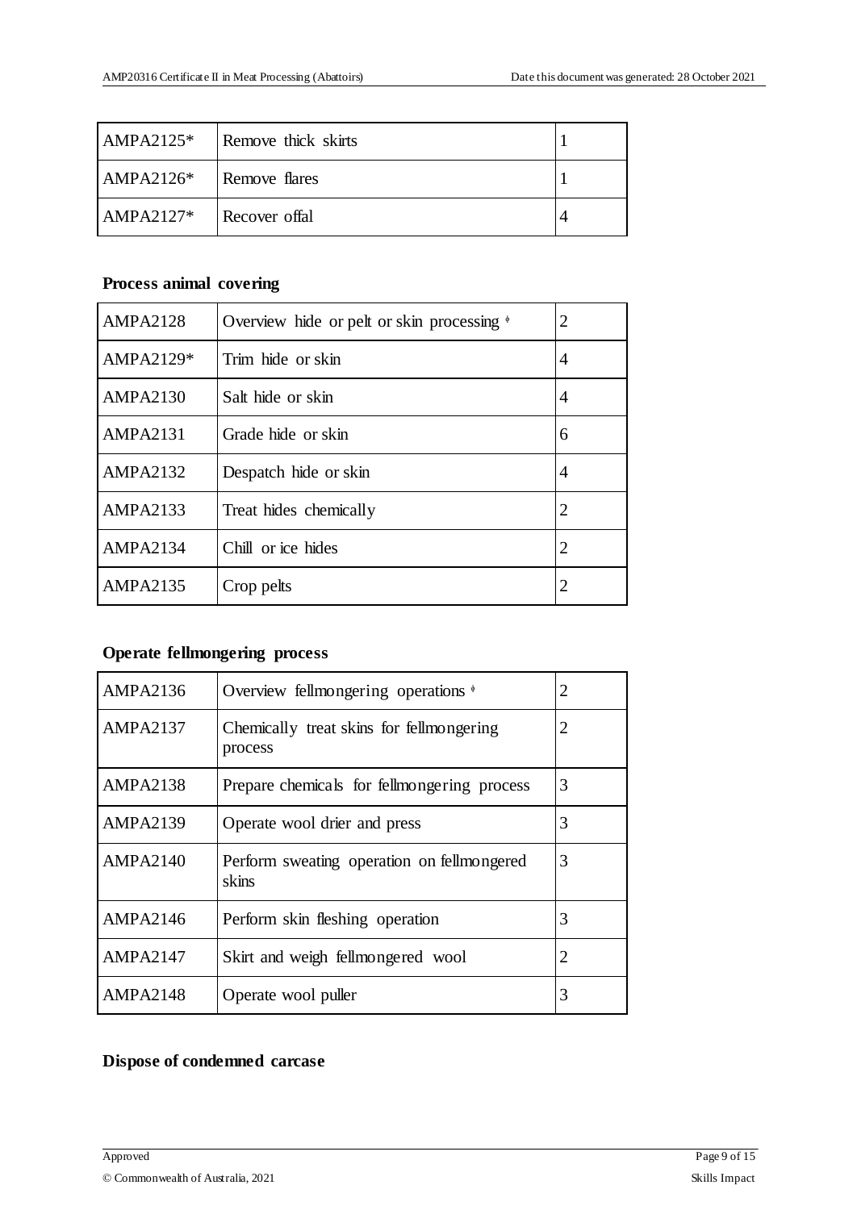| | | |
|---|---|---|
| AMPA2125* | Remove thick skirts | 1 |
| AMPA2126* | Remove flares | 1 |
| AMPA2127* | Recover offal | 4 |

**Process animal covering**

| | | |
|---|---|---|
| AMPA2128 | Overview hide or pelt or skin processing ♦ | 2 |
| AMPA2129* | Trim hide or skin | 4 |
| AMPA2130 | Salt hide or skin | 4 |
| AMPA2131 | Grade hide or skin | 6 |
| AMPA2132 | Despatch hide or skin | 4 |
| AMPA2133 | Treat hides chemically | 2 |
| AMPA2134 | Chill or ice hides | 2 |
| AMPA2135 | Crop pelts | 2 |

**Operate fellmongering process**

| | | |
|---|---|---|
| AMPA2136 | Overview fellmongering operations ♦ | 2 |
| AMPA2137 | Chemically treat skins for fellmongering process | 2 |
| AMPA2138 | Prepare chemicals for fellmongering process | 3 |
| AMPA2139 | Operate wool drier and press | 3 |
| AMPA2140 | Perform sweating operation on fellmongered skins | 3 |
| AMPA2146 | Perform skin fleshing operation | 3 |
| AMPA2147 | Skirt and weigh fellmongered wool | 2 |
| AMPA2148 | Operate wool puller | 3 |

**Dispose of condemned carcase**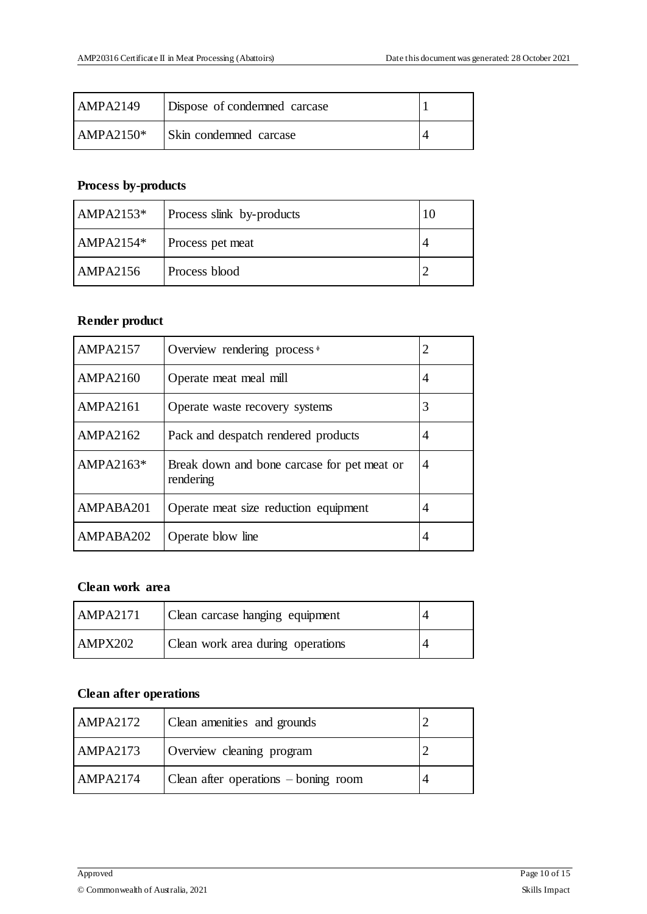| AMPA2149 | Dispose of condemned carcase | 1 |
| --- | --- | --- |
| AMPA2150* | Skin condemned carcase | 4 |

**Process by-products**

| AMPA2153* | Process slink by-products | 10 |
| --- | --- | --- |
| AMPA2154* | Process pet meat | 4 |
| AMPA2156 | Process blood | 2 |

**Render product**

| AMPA2157 | Overview rendering process ◊ | 2 |
| --- | --- | --- |
| AMPA2160 | Operate meat meal mill | 4 |
| AMPA2161 | Operate waste recovery systems | 3 |
| AMPA2162 | Pack and despatch rendered products | 4 |
| AMPA2163* | Break down and bone carcase for pet meat or rendering | 4 |
| AMPABA201 | Operate meat size reduction equipment | 4 |
| AMPABA202 | Operate blow line | 4 |

**Clean work area**

| AMPA2171 | Clean carcase hanging equipment | 4 |
| --- | --- | --- |
| AMPX202 | Clean work area during operations | 4 |

**Clean after operations**

| AMPA2172 | Clean amenities and grounds | 2 |
| --- | --- | --- |
| AMPA2173 | Overview cleaning program | 2 |
| AMPA2174 | Clean after operations – boning room | 4 |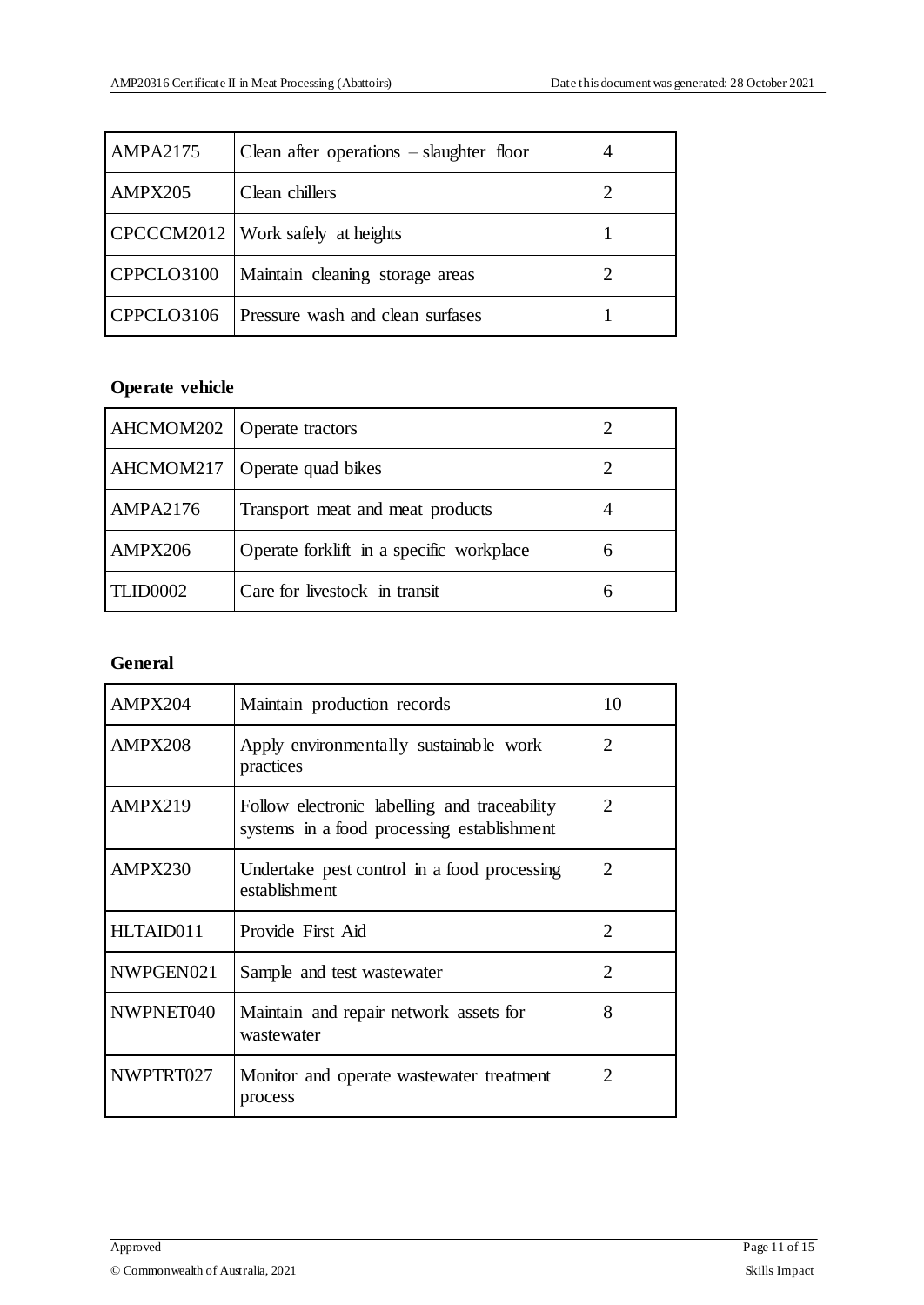| AMPA2175 | Clean after operations – slaughter floor | 4 |
|---|---|---|
| AMPX205 | Clean chillers | 2 |
| CPCCCM2012 | Work safely at heights | 1 |
| CPPCLO3100 | Maintain cleaning storage areas | 2 |
| CPPCLO3106 | Pressure wash and clean surfases | 1 |

**Operate vehicle**

| AHCMOM202 | Operate tractors | 2 |
|---|---|---|
| AHCMOM217 | Operate quad bikes | 2 |
| AMPA2176 | Transport meat and meat products | 4 |
| AMPX206 | Operate forklift in a specific workplace | 6 |
| TLID0002 | Care for livestock in transit | 6 |

**General**

| AMPX204 | Maintain production records | 10 |
|---|---|---|
| AMPX208 | Apply environmentally sustainable work practices | 2 |
| AMPX219 | Follow electronic labelling and traceability systems in a food processing establishment | 2 |
| AMPX230 | Undertake pest control in a food processing establishment | 2 |
| HLTAID011 | Provide First Aid | 2 |
| NWPGEN021 | Sample and test wastewater | 2 |
| NWPNET040 | Maintain and repair network assets for wastewater | 8 |
| NWPTRT027 | Monitor and operate wastewater treatment process | 2 |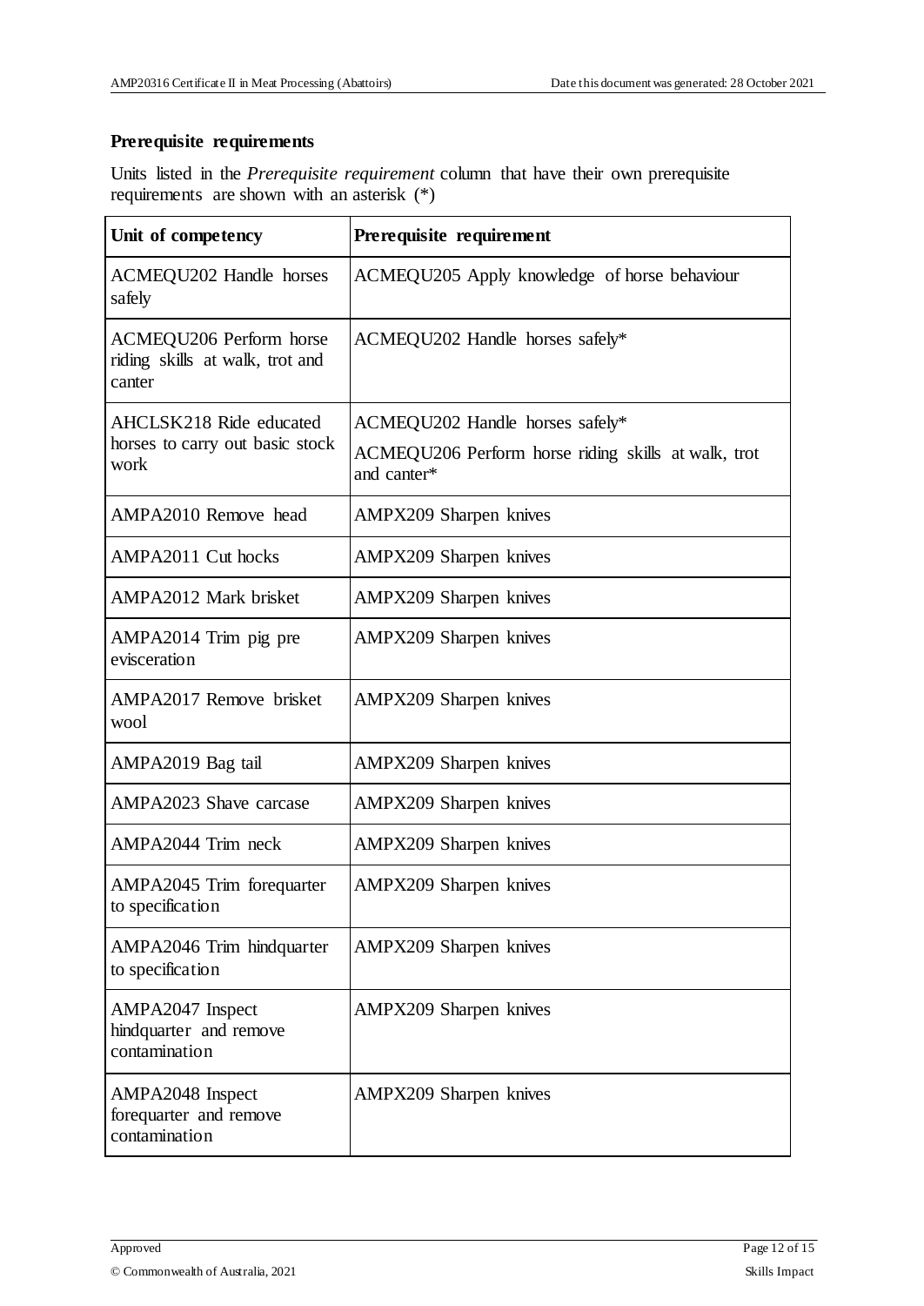**Prerequisite requirements**

Units listed in the *Prerequisite requirement* column that have their own prerequisite requirements are shown with an asterisk (*)

| Unit of competency | Prerequisite requirement |
|---|---|
| ACMEQU202 Handle horses safely | ACMEQU205 Apply knowledge of horse behaviour |
| ACMEQU206 Perform horse riding skills at walk, trot and canter | ACMEQU202 Handle horses safely* |
| AHCLSK218 Ride educated horses to carry out basic stock work | ACMEQU202 Handle horses safely*<br>ACMEQU206 Perform horse riding skills at walk, trot and canter* |
| AMPA2010 Remove head | AMPX209 Sharpen knives |
| AMPA2011 Cut hocks | AMPX209 Sharpen knives |
| AMPA2012 Mark brisket | AMPX209 Sharpen knives |
| AMPA2014 Trim pig pre evisceration | AMPX209 Sharpen knives |
| AMPA2017 Remove brisket wool | AMPX209 Sharpen knives |
| AMPA2019 Bag tail | AMPX209 Sharpen knives |
| AMPA2023 Shave carcase | AMPX209 Sharpen knives |
| AMPA2044 Trim neck | AMPX209 Sharpen knives |
| AMPA2045 Trim forequarter to specification | AMPX209 Sharpen knives |
| AMPA2046 Trim hindquarter to specification | AMPX209 Sharpen knives |
| AMPA2047 Inspect hindquarter and remove contamination | AMPX209 Sharpen knives |
| AMPA2048 Inspect forequarter and remove contamination | AMPX209 Sharpen knives |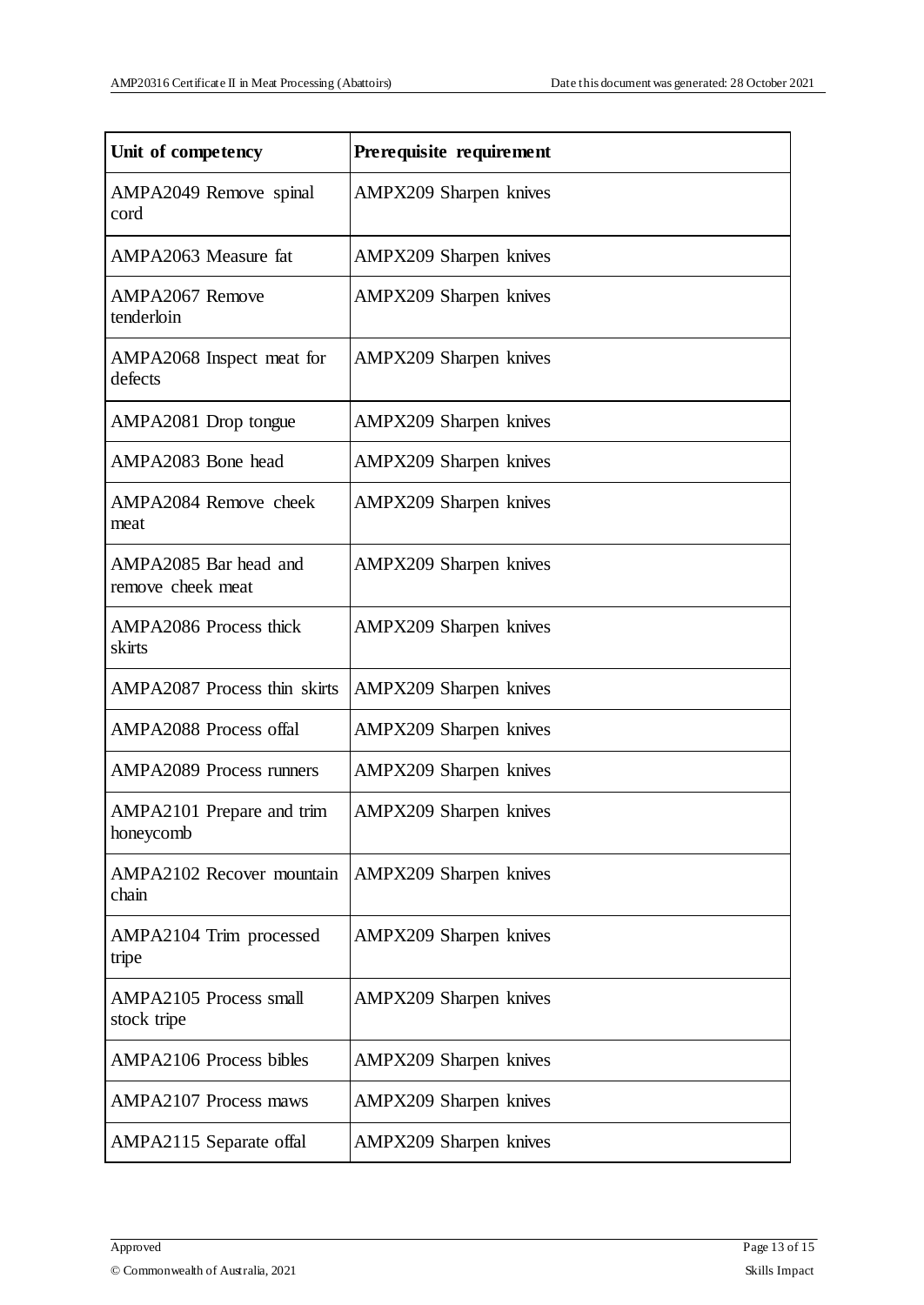| Unit of competency | Prerequisite requirement |
| --- | --- |
| AMPA2049 Remove spinal cord | AMPX209 Sharpen knives |
| AMPA2063 Measure fat | AMPX209 Sharpen knives |
| AMPA2067 Remove tenderloin | AMPX209 Sharpen knives |
| AMPA2068 Inspect meat for defects | AMPX209 Sharpen knives |
| AMPA2081 Drop tongue | AMPX209 Sharpen knives |
| AMPA2083 Bone head | AMPX209 Sharpen knives |
| AMPA2084 Remove cheek meat | AMPX209 Sharpen knives |
| AMPA2085 Bar head and remove cheek meat | AMPX209 Sharpen knives |
| AMPA2086 Process thick skirts | AMPX209 Sharpen knives |
| AMPA2087 Process thin skirts | AMPX209 Sharpen knives |
| AMPA2088 Process offal | AMPX209 Sharpen knives |
| AMPA2089 Process runners | AMPX209 Sharpen knives |
| AMPA2101 Prepare and trim honeycomb | AMPX209 Sharpen knives |
| AMPA2102 Recover mountain chain | AMPX209 Sharpen knives |
| AMPA2104 Trim processed tripe | AMPX209 Sharpen knives |
| AMPA2105 Process small stock tripe | AMPX209 Sharpen knives |
| AMPA2106 Process bibles | AMPX209 Sharpen knives |
| AMPA2107 Process maws | AMPX209 Sharpen knives |
| AMPA2115 Separate offal | AMPX209 Sharpen knives |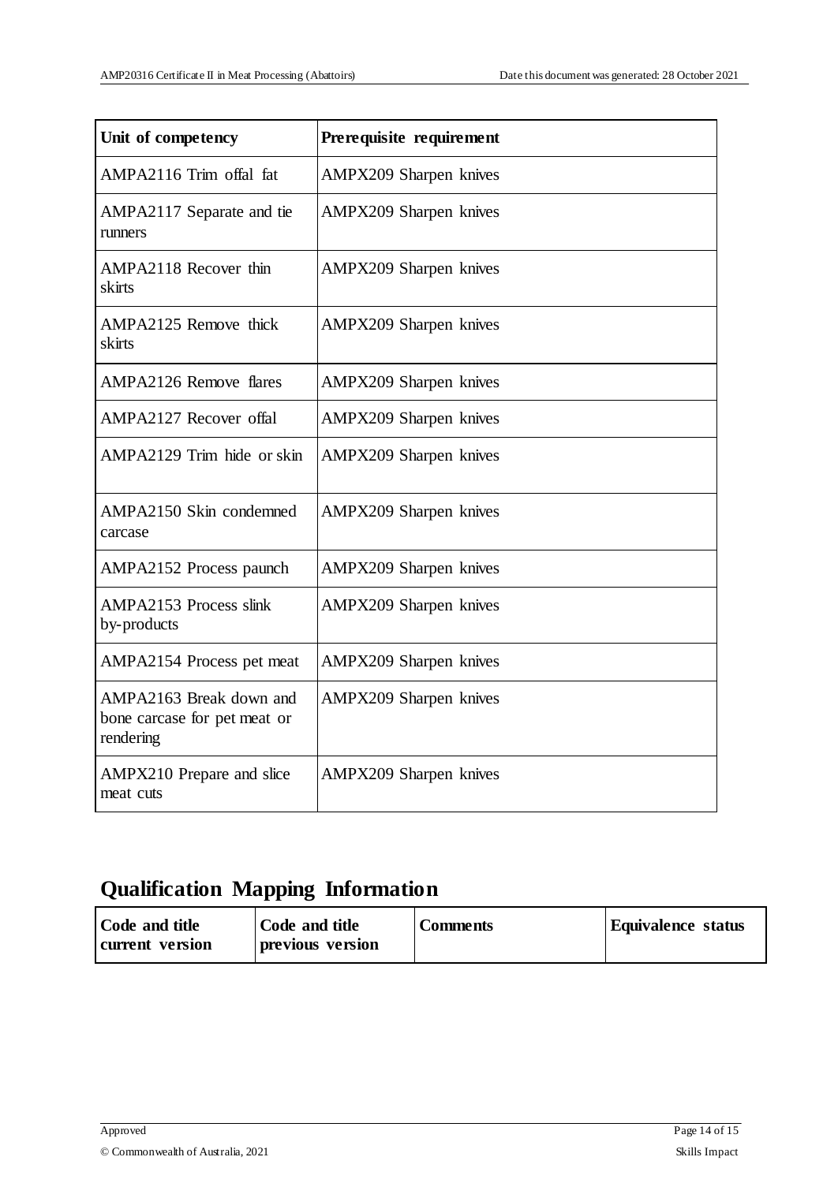| Unit of competency | Prerequisite requirement |
| --- | --- |
| AMPA2116 Trim offal fat | AMPX209 Sharpen knives |
| AMPA2117 Separate and tie runners | AMPX209 Sharpen knives |
| AMPA2118 Recover thin skirts | AMPX209 Sharpen knives |
| AMPA2125 Remove thick skirts | AMPX209 Sharpen knives |
| AMPA2126 Remove flares | AMPX209 Sharpen knives |
| AMPA2127 Recover offal | AMPX209 Sharpen knives |
| AMPA2129 Trim hide or skin | AMPX209 Sharpen knives |
| AMPA2150 Skin condemned carcase | AMPX209 Sharpen knives |
| AMPA2152 Process paunch | AMPX209 Sharpen knives |
| AMPA2153 Process slink by-products | AMPX209 Sharpen knives |
| AMPA2154 Process pet meat | AMPX209 Sharpen knives |
| AMPA2163 Break down and bone carcase for pet meat or rendering | AMPX209 Sharpen knives |
| AMPX210 Prepare and slice meat cuts | AMPX209 Sharpen knives |

## Qualification Mapping Information

| Code and title current version | Code and title previous version | Comments | Equivalence status |
| --- | --- | --- | --- |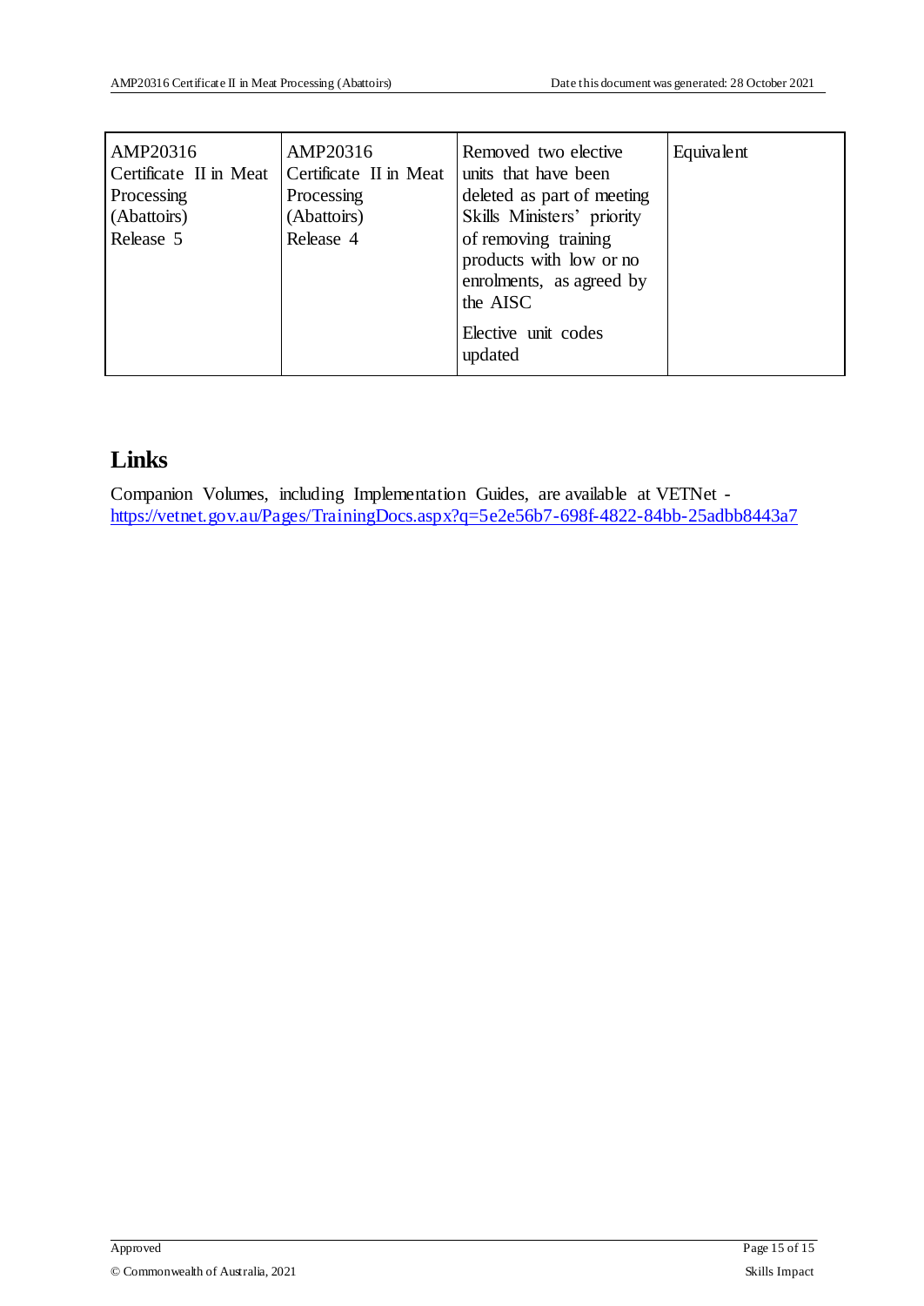| | | | |
|---|---|---|---|
| AMP20316 Certificate II in Meat Processing (Abattoirs) Release 5 | AMP20316 Certificate II in Meat Processing (Abattoirs) Release 4 | Removed two elective units that have been deleted as part of meeting Skills Ministers' priority of removing training products with low or no enrolments, as agreed by the AISC<br><br>Elective unit codes updated | Equivalent |

# Links

Companion Volumes, including Implementation Guides, are available at VETNet - https://vetnet.gov.au/Pages/TrainingDocs.aspx?q=5e2e56b7-698f-4822-84bb-25adbb8443a7